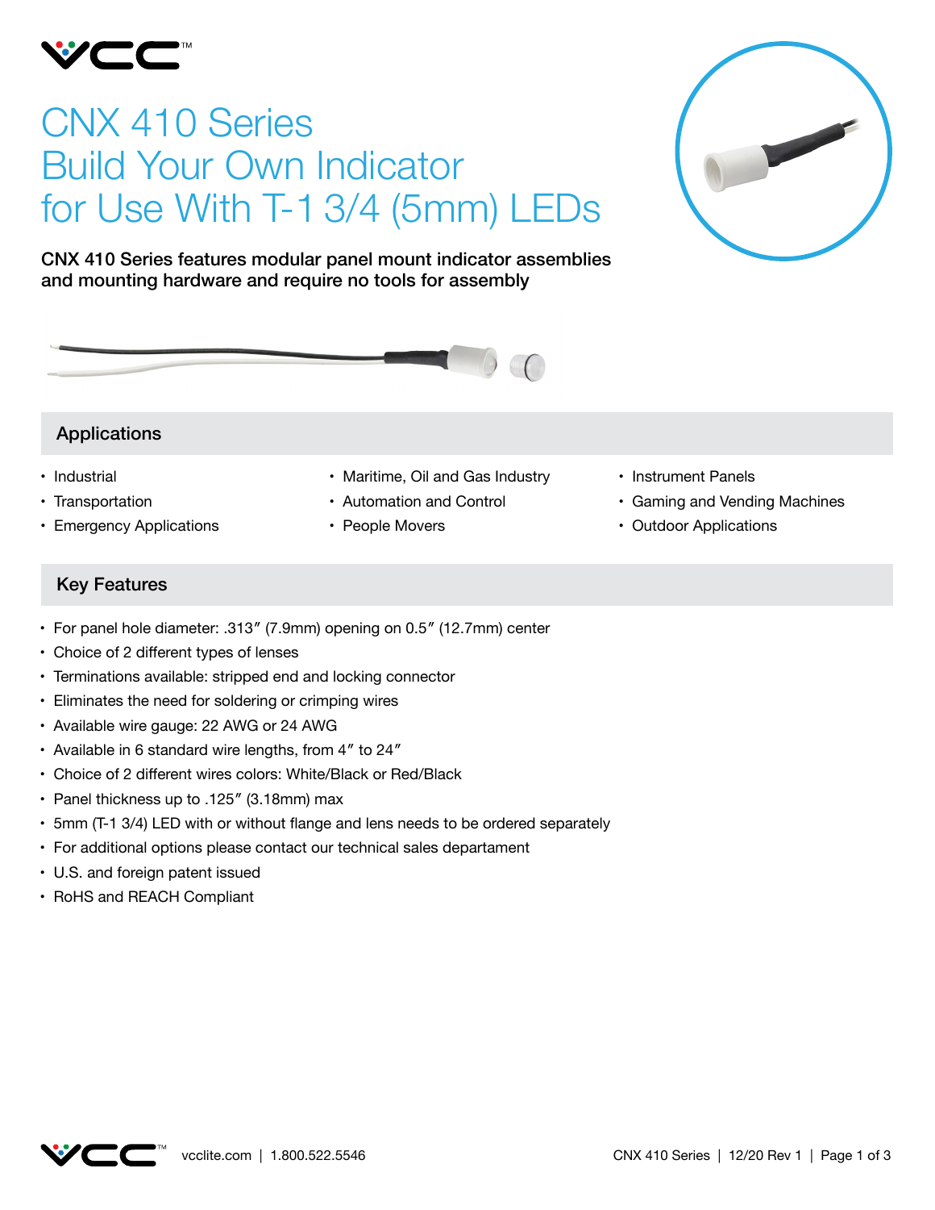# CNX 410 Series Build Your Own Indicator for Use With T-1 3/4 (5mm) LEDs

**CNX 410 Series features modular panel mount indicator assemblies and mounting hardware and require no tools for assembly**

## Applications

- Industrial
- Transportation
- Emergency Applications
- Maritime, Oil and Gas Industry
- Automation and Control
- People Movers
- Instrument Panels
- Gaming and Vending Machines
- Outdoor Applications

## Key Features

- For panel hole diameter: .313″ (7.9mm) opening on 0.5″ (12.7mm) center
- Choice of 2 different types of lenses
- Terminations available: stripped end and locking connector
- Eliminates the need for soldering or crimping wires
- Available wire gauge: 22 AWG or 24 AWG
- Available in 6 standard wire lengths, from 4″ to 24″
- Choice of 2 different wires colors: White/Black or Red/Black
- Panel thickness up to .125″ (3.18mm) max
- 5mm (T-1 3/4) LED with or without flange and lens needs to be ordered separately
- For additional options please contact our technical sales departament
- U.S. and foreign patent issued
- RoHS and REACH Compliant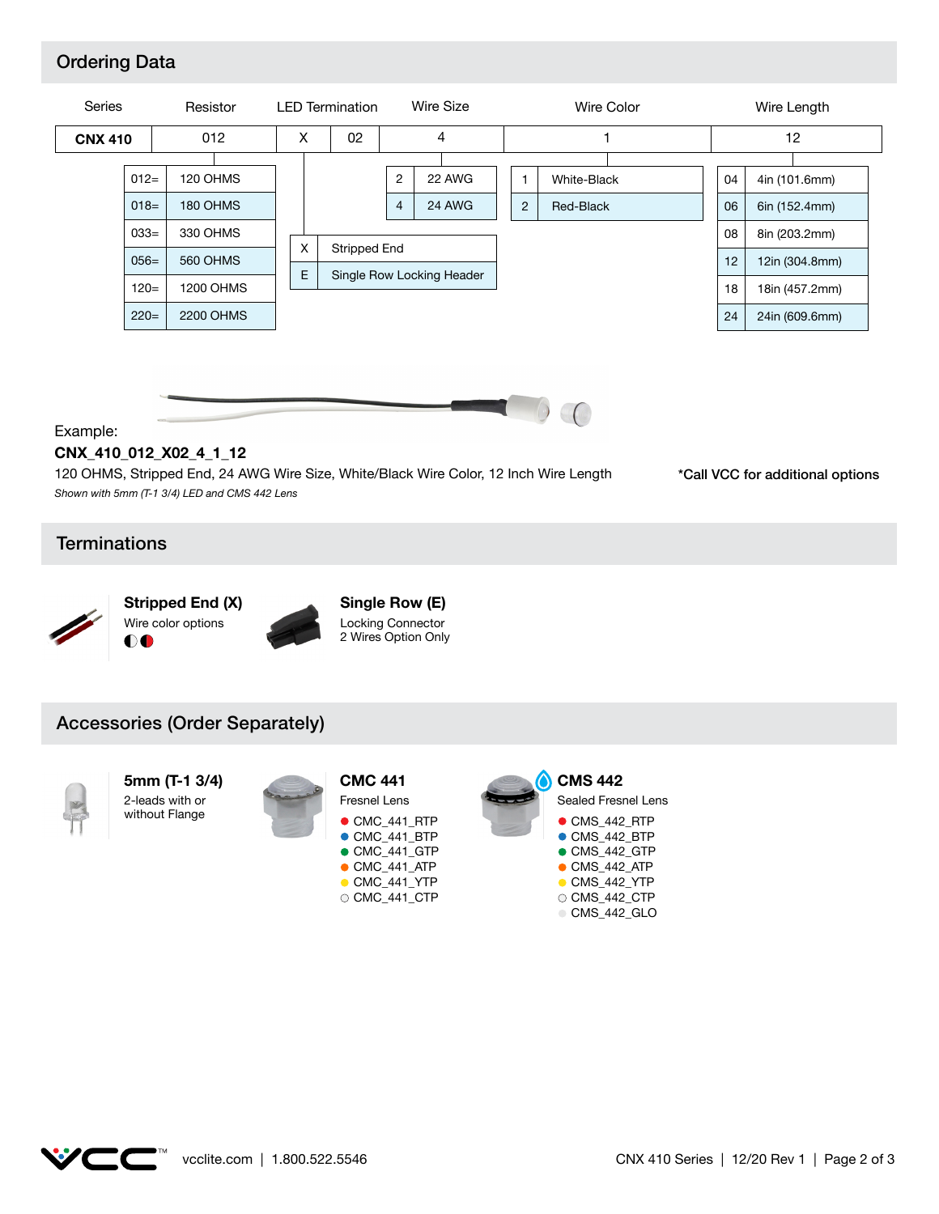## Ordering Data

| Series | Resistor | LED Termination | | Wire Size | Wire Color | Wire Length |
|---|---|---|---|---|---|---|
| **CNX 410** | 012 | X | 02 | 4 | 1 | 12 |

**Resistor**

| Code | Value |
|---|---|
| 012= | 120 OHMS |
| 018= | 180 OHMS |
| 033= | 330 OHMS |
| 056= | 560 OHMS |
| 120= | 1200 OHMS |
| 220= | 2200 OHMS |

**LED Termination**

| Code | Description |
|---|---|
| X | Stripped End |
| E | Single Row Locking Header |

**Wire Size**

| Code | Size |
|---|---|
| 2 | 22 AWG |
| 4 | 24 AWG |

**Wire Color**

| Code | Color |
|---|---|
| 1 | White-Black |
| 2 | Red-Black |

**Wire Length**

| Code | Length |
|---|---|
| 04 | 4in (101.6mm) |
| 06 | 6in (152.4mm) |
| 08 | 8in (203.2mm) |
| 12 | 12in (304.8mm) |
| 18 | 18in (457.2mm) |
| 24 | 24in (609.6mm) |

Example:

**CNX_410_012_X02_4_1_12**

120 OHMS, Stripped End, 24 AWG Wire Size, White/Black Wire Color, 12 Inch Wire Length

*Shown with 5mm (T-1 3/4) LED and CMS 442 Lens*

*Call VCC for additional options

## Terminations

**Stripped End (X)**
Wire color options

**Single Row (E)**
Locking Connector
2 Wires Option Only

## Accessories (Order Separately)

**5mm (T-1 3/4)**
2-leads with or without Flange

**CMC 441**
Fresnel Lens

- CMC_441_RTP
- CMC_441_BTP
- CMC_441_GTP
- CMC_441_ATP
- CMC_441_YTP
- CMC_441_CTP

**CMS 442**
Sealed Fresnel Lens

- CMS_442_RTP
- CMS_442_BTP
- CMS_442_GTP
- CMS_442_ATP
- CMS_442_YTP
- CMS_442_CTP
- CMS_442_GLO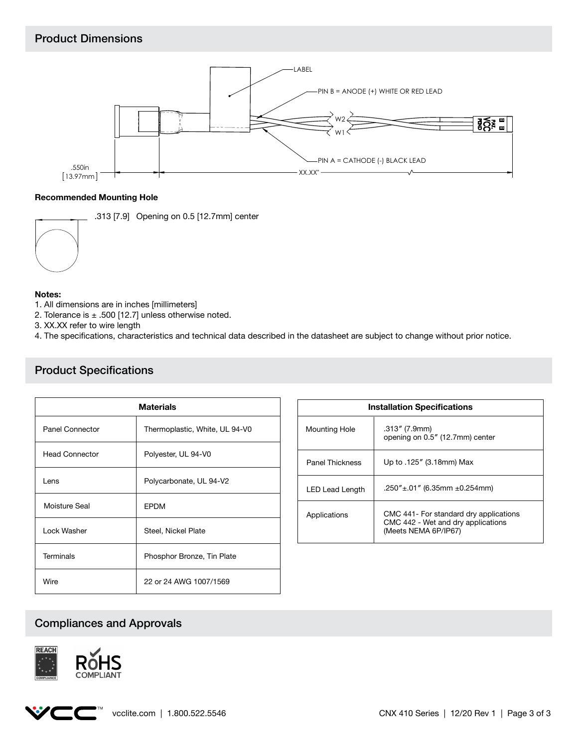## Product Dimensions

LABEL

PIN B = ANODE (+) WHITE OR RED LEAD

W2

W1

PIN A = CATHODE (-) BLACK LEAD

.550in
[13.97mm]

XX.XX"

**Recommended Mounting Hole**

.313 [7.9] Opening on 0.5 [12.7mm] center

**Notes:**

1. All dimensions are in inches [millimeters]
2. Tolerance is ± .500 [12.7] unless otherwise noted.
3. XX.XX refer to wire length
4. The specifications, characteristics and technical data described in the datasheet are subject to change without prior notice.

## Product Specifications

| Materials | |
|---|---|
| Panel Connector | Thermoplastic, White, UL 94-V0 |
| Head Connector | Polyester, UL 94-V0 |
| Lens | Polycarbonate, UL 94-V2 |
| Moisture Seal | EPDM |
| Lock Washer | Steel, Nickel Plate |
| Terminals | Phosphor Bronze, Tin Plate |
| Wire | 22 or 24 AWG 1007/1569 |

| Installation Specifications | |
|---|---|
| Mounting Hole | .313″ (7.9mm) opening on 0.5″ (12.7mm) center |
| Panel Thickness | Up to .125″ (3.18mm) Max |
| LED Lead Length | .250″±.01″ (6.35mm ±0.254mm) |
| Applications | CMC 441- For standard dry applications CMC 442 - Wet and dry applications (Meets NEMA 6P/IP67) |

## Compliances and Approvals

REACH COMPLIANCE

RoHS COMPLIANT